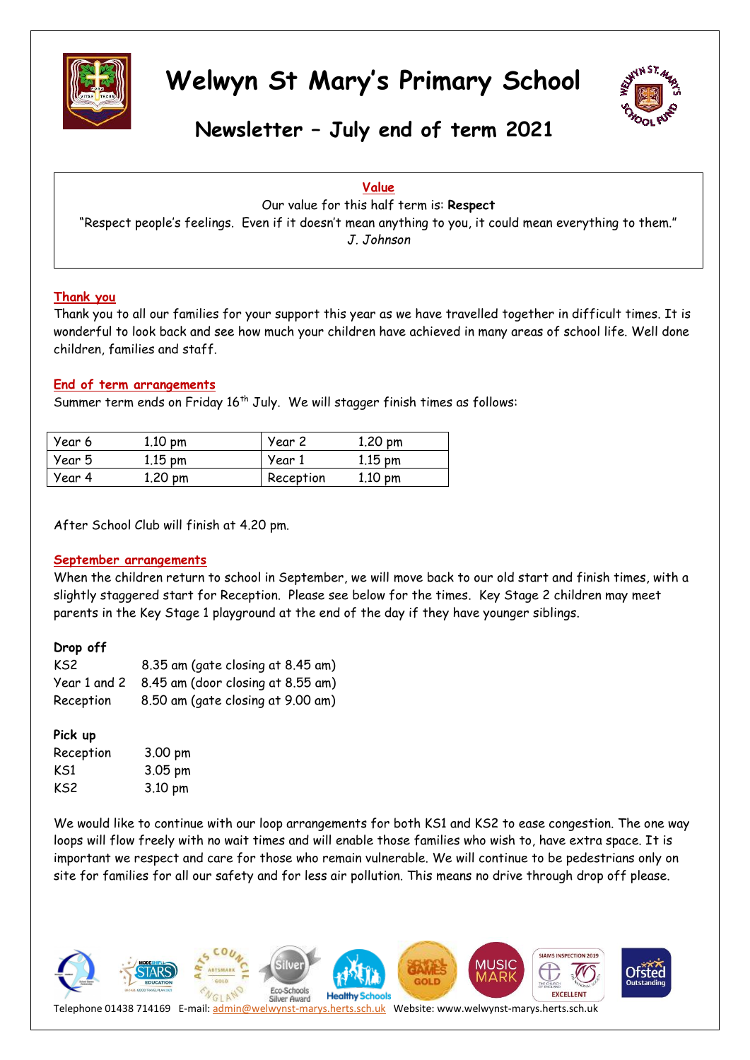# Welwyn St Mary's Primary School

## Newsletter – July end of term 2021

**Value**

Our value for this half term is: **Respect**

"Respect people's feelings. Even if it doesn't mean anything to you, it could mean everything to them."

*J. Johnson*

### Thank you

Thank you to all our families for your support this year as we have travelled together in difficult times. It is wonderful to look back and see how much your children have achieved in many areas of school life. Well done children, families and staff.

### End of term arrangements

Summer term ends on Friday 16th July. We will stagger finish times as follows:

| Year 6 | 1.10 pm | Year 2 | 1.20 pm |
|---|---|---|---|
| Year 5 | 1.15 pm | Year 1 | 1.15 pm |
| Year 4 | 1.20 pm | Reception | 1.10 pm |

After School Club will finish at 4.20 pm.

### September arrangements

When the children return to school in September, we will move back to our old start and finish times, with a slightly staggered start for Reception. Please see below for the times. Key Stage 2 children may meet parents in the Key Stage 1 playground at the end of the day if they have younger siblings.

**Drop off**

| | |
|---|---|
| KS2 | 8.35 am (gate closing at 8.45 am) |
| Year 1 and 2 | 8.45 am (door closing at 8.55 am) |
| Reception | 8.50 am (gate closing at 9.00 am) |

**Pick up**

| | |
|---|---|
| Reception | 3.00 pm |
| KS1 | 3.05 pm |
| KS2 | 3.10 pm |

We would like to continue with our loop arrangements for both KS1 and KS2 to ease congestion. The one way loops will flow freely with no wait times and will enable those families who wish to, have extra space. It is important we respect and care for those who remain vulnerable. We will continue to be pedestrians only on site for families for all our safety and for less air pollution. This means no drive through drop off please.

Telephone 01438 714169 E-mail: admin@welwynst-marys.herts.sch.uk Website: www.welwynst-marys.herts.sch.uk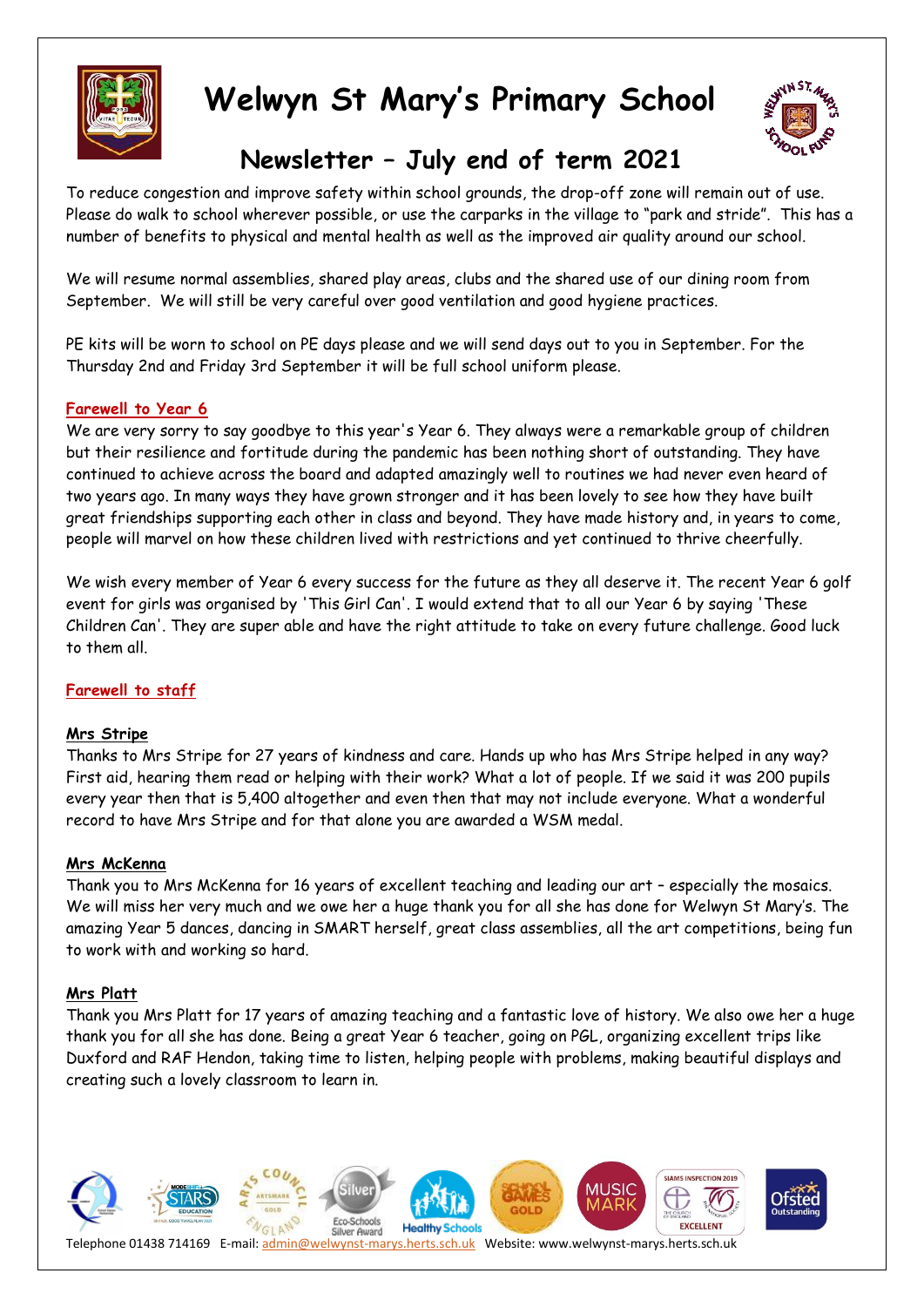# Welwyn St Mary's Primary School

## Newsletter – July end of term 2021

To reduce congestion and improve safety within school grounds, the drop-off zone will remain out of use. Please do walk to school wherever possible, or use the carparks in the village to "park and stride". This has a number of benefits to physical and mental health as well as the improved air quality around our school.

We will resume normal assemblies, shared play areas, clubs and the shared use of our dining room from September. We will still be very careful over good ventilation and good hygiene practices.

PE kits will be worn to school on PE days please and we will send days out to you in September. For the Thursday 2nd and Friday 3rd September it will be full school uniform please.

### Farewell to Year 6

We are very sorry to say goodbye to this year's Year 6. They always were a remarkable group of children but their resilience and fortitude during the pandemic has been nothing short of outstanding. They have continued to achieve across the board and adapted amazingly well to routines we had never even heard of two years ago. In many ways they have grown stronger and it has been lovely to see how they have built great friendships supporting each other in class and beyond. They have made history and, in years to come, people will marvel on how these children lived with restrictions and yet continued to thrive cheerfully.

We wish every member of Year 6 every success for the future as they all deserve it. The recent Year 6 golf event for girls was organised by 'This Girl Can'. I would extend that to all our Year 6 by saying 'These Children Can'. They are super able and have the right attitude to take on every future challenge. Good luck to them all.

### Farewell to staff

#### Mrs Stripe

Thanks to Mrs Stripe for 27 years of kindness and care. Hands up who has Mrs Stripe helped in any way? First aid, hearing them read or helping with their work? What a lot of people. If we said it was 200 pupils every year then that is 5,400 altogether and even then that may not include everyone. What a wonderful record to have Mrs Stripe and for that alone you are awarded a WSM medal.

#### Mrs McKenna

Thank you to Mrs McKenna for 16 years of excellent teaching and leading our art – especially the mosaics. We will miss her very much and we owe her a huge thank you for all she has done for Welwyn St Mary's. The amazing Year 5 dances, dancing in SMART herself, great class assemblies, all the art competitions, being fun to work with and working so hard.

#### Mrs Platt

Thank you Mrs Platt for 17 years of amazing teaching and a fantastic love of history. We also owe her a huge thank you for all she has done. Being a great Year 6 teacher, going on PGL, organizing excellent trips like Duxford and RAF Hendon, taking time to listen, helping people with problems, making beautiful displays and creating such a lovely classroom to learn in.

Telephone 01438 714169 E-mail: admin@welwynst-marys.herts.sch.uk Website: www.welwynst-marys.herts.sch.uk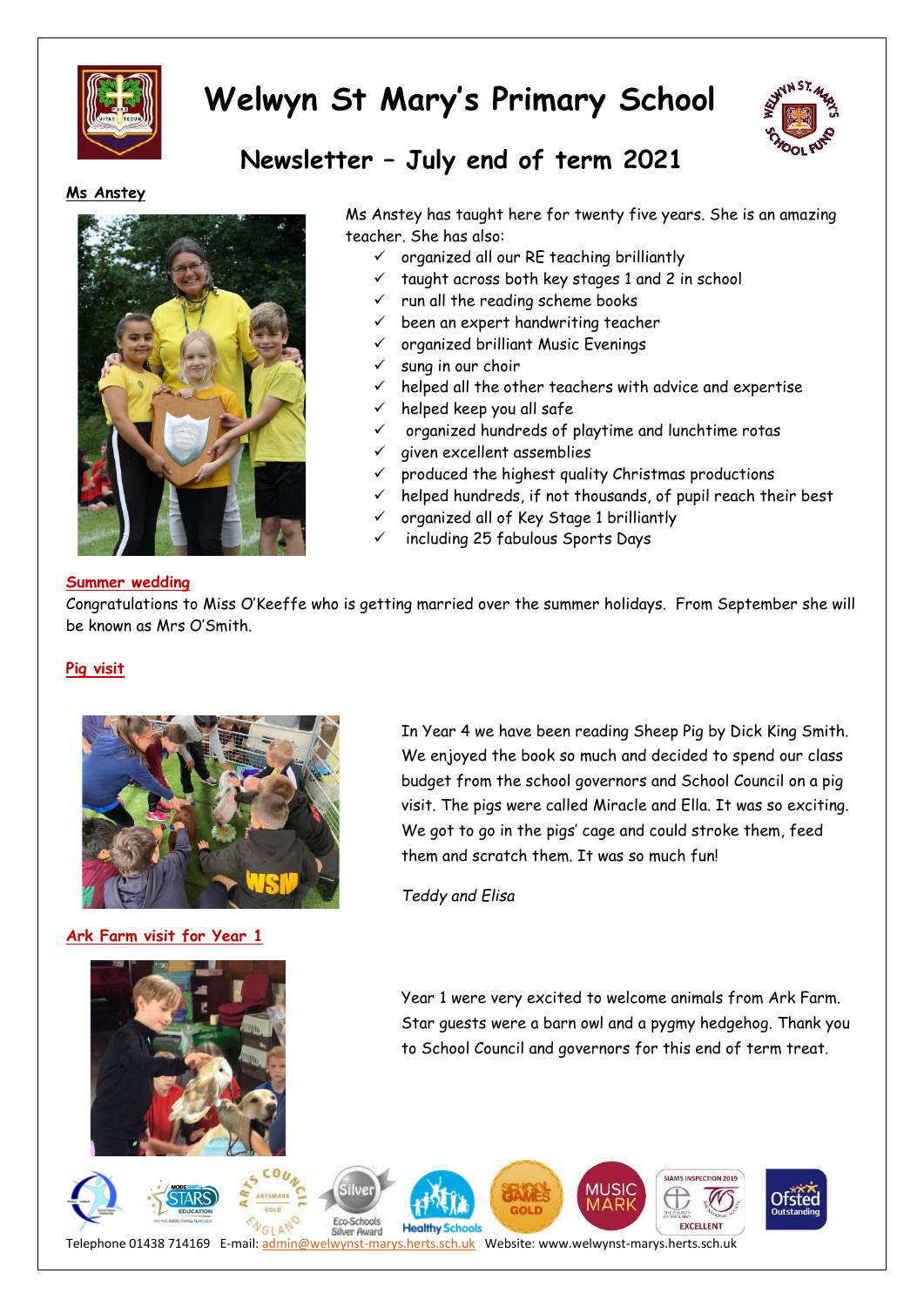# Welwyn St Mary's Primary School

## Newsletter – July end of term 2021

**Ms Anstey**

Ms Anstey has taught here for twenty five years. She is an amazing teacher. She has also:

- ✓ organized all our RE teaching brilliantly
- ✓ taught across both key stages 1 and 2 in school
- ✓ run all the reading scheme books
- ✓ been an expert handwriting teacher
- ✓ organized brilliant Music Evenings
- ✓ sung in our choir
- ✓ helped all the other teachers with advice and expertise
- ✓ helped keep you all safe
- ✓ organized hundreds of playtime and lunchtime rotas
- ✓ given excellent assemblies
- ✓ produced the highest quality Christmas productions
- ✓ helped hundreds, if not thousands, of pupil reach their best
- ✓ organized all of Key Stage 1 brilliantly
- ✓ including 25 fabulous Sports Days

**Summer wedding**

Congratulations to Miss O'Keeffe who is getting married over the summer holidays. From September she will be known as Mrs O'Smith.

**Pig visit**

In Year 4 we have been reading Sheep Pig by Dick King Smith. We enjoyed the book so much and decided to spend our class budget from the school governors and School Council on a pig visit. The pigs were called Miracle and Ella. It was so exciting. We got to go in the pigs' cage and could stroke them, feed them and scratch them. It was so much fun!

*Teddy and Elisa*

**Ark Farm visit for Year 1**

Year 1 were very excited to welcome animals from Ark Farm. Star guests were a barn owl and a pygmy hedgehog. Thank you to School Council and governors for this end of term treat.

Telephone 01438 714169 E-mail: admin@welwynst-marys.herts.sch.uk Website: www.welwynst-marys.herts.sch.uk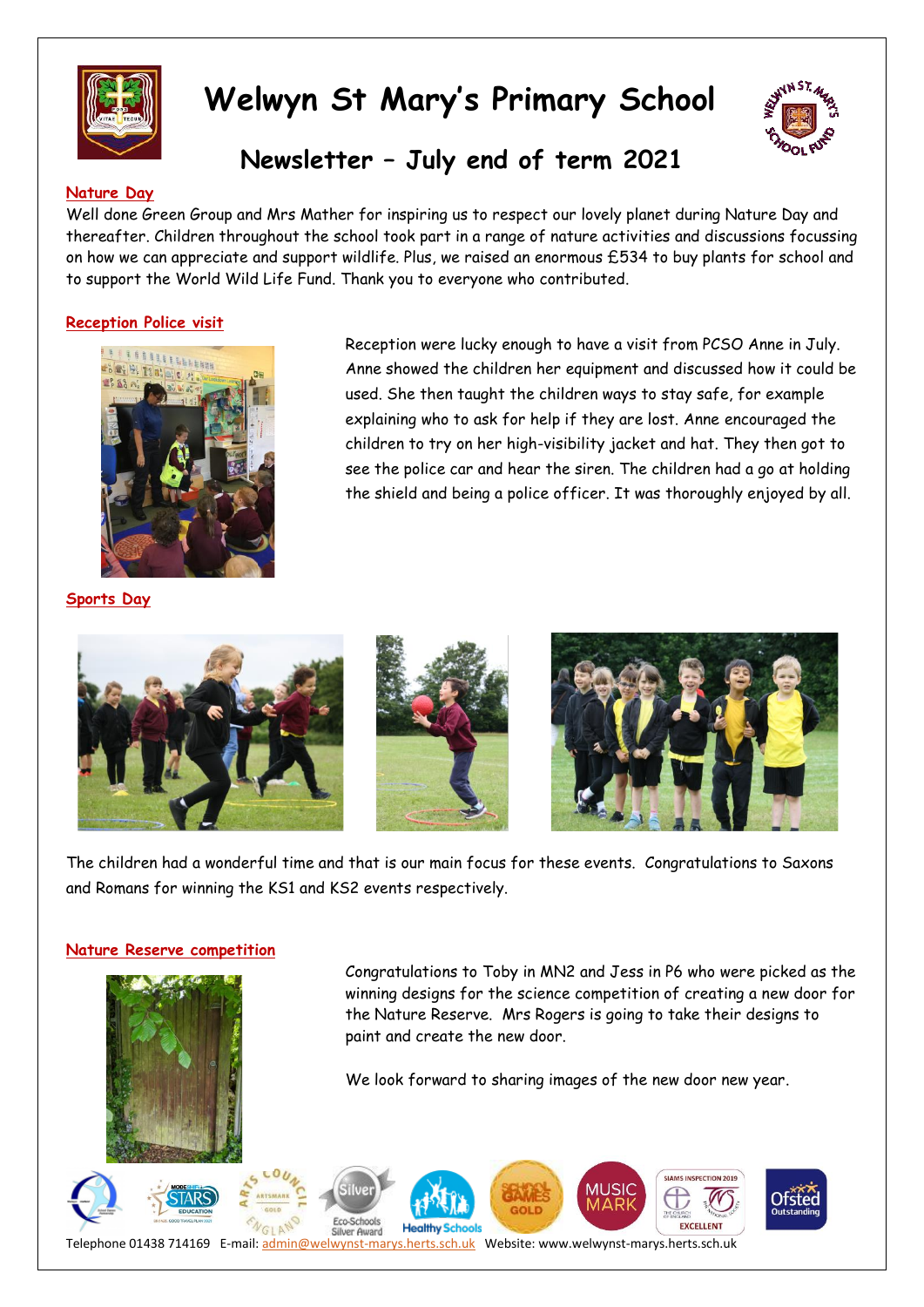# Welwyn St Mary's Primary School

## Newsletter – July end of term 2021

### Nature Day

Well done Green Group and Mrs Mather for inspiring us to respect our lovely planet during Nature Day and thereafter. Children throughout the school took part in a range of nature activities and discussions focussing on how we can appreciate and support wildlife. Plus, we raised an enormous £534 to buy plants for school and to support the World Wild Life Fund. Thank you to everyone who contributed.

### Reception Police visit

Reception were lucky enough to have a visit from PCSO Anne in July. Anne showed the children her equipment and discussed how it could be used. She then taught the children ways to stay safe, for example explaining who to ask for help if they are lost. Anne encouraged the children to try on her high-visibility jacket and hat. They then got to see the police car and hear the siren. The children had a go at holding the shield and being a police officer. It was thoroughly enjoyed by all.

### Sports Day

The children had a wonderful time and that is our main focus for these events. Congratulations to Saxons and Romans for winning the KS1 and KS2 events respectively.

### Nature Reserve competition

Congratulations to Toby in MN2 and Jess in P6 who were picked as the winning designs for the science competition of creating a new door for the Nature Reserve. Mrs Rogers is going to take their designs to paint and create the new door.

We look forward to sharing images of the new door new year.

Telephone 01438 714169 E-mail: admin@welwynst-marys.herts.sch.uk Website: www.welwynst-marys.herts.sch.uk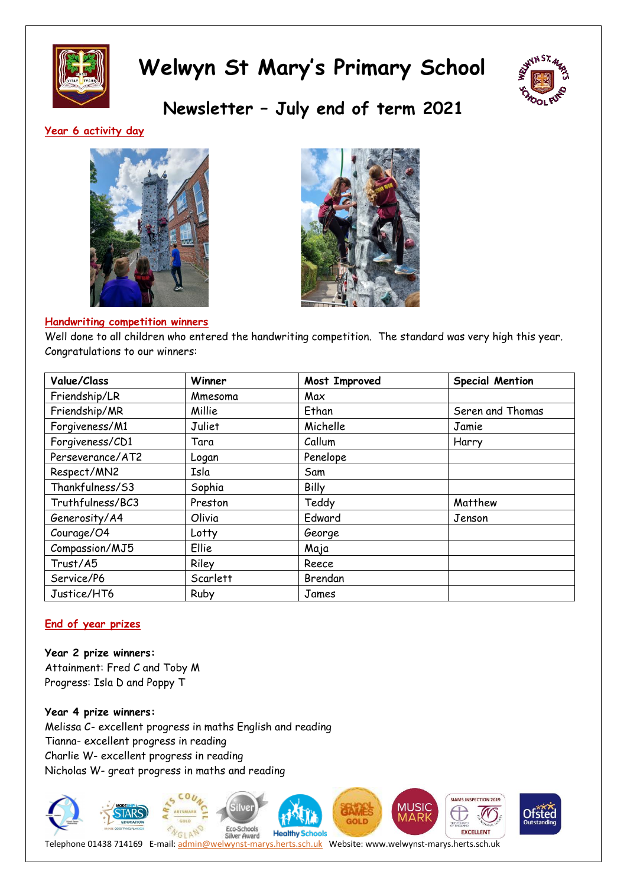# Welwyn St Mary's Primary School

## Newsletter – July end of term 2021

**Year 6 activity day**

**Handwriting competition winners**

Well done to all children who entered the handwriting competition. The standard was very high this year. Congratulations to our winners:

| Value/Class | Winner | Most Improved | Special Mention |
|---|---|---|---|
| Friendship/LR | Mmesoma | Max | |
| Friendship/MR | Millie | Ethan | Seren and Thomas |
| Forgiveness/M1 | Juliet | Michelle | Jamie |
| Forgiveness/CD1 | Tara | Callum | Harry |
| Perseverance/AT2 | Logan | Penelope | |
| Respect/MN2 | Isla | Sam | |
| Thankfulness/S3 | Sophia | Billy | |
| Truthfulness/BC3 | Preston | Teddy | Matthew |
| Generosity/A4 | Olivia | Edward | Jenson |
| Courage/O4 | Lotty | George | |
| Compassion/MJ5 | Ellie | Maja | |
| Trust/A5 | Riley | Reece | |
| Service/P6 | Scarlett | Brendan | |
| Justice/HT6 | Ruby | James | |

**End of year prizes**

**Year 2 prize winners:**
Attainment: Fred C and Toby M
Progress: Isla D and Poppy T

**Year 4 prize winners:**
Melissa C- excellent progress in maths English and reading
Tianna- excellent progress in reading
Charlie W- excellent progress in reading
Nicholas W- great progress in maths and reading

Telephone 01438 714169 E-mail: admin@welwynst-marys.herts.sch.uk Website: www.welwynst-marys.herts.sch.uk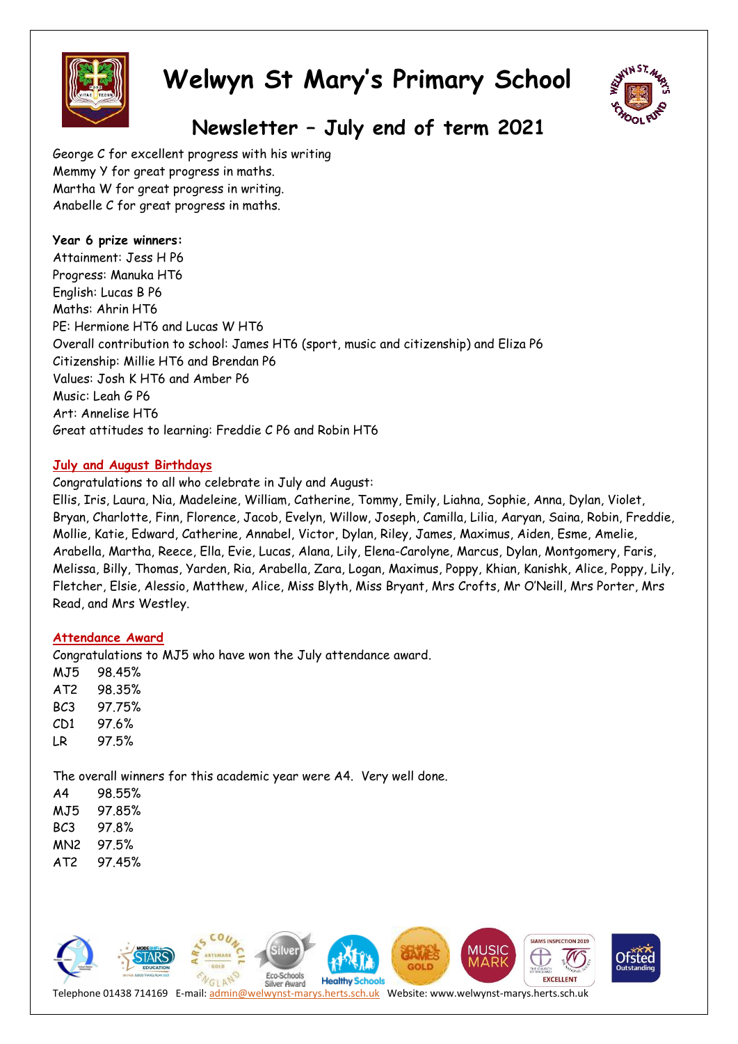George C for excellent progress with his writing
Memmy Y for great progress in maths.
Martha W for great progress in writing.
Anabelle C for great progress in maths.

**Year 6 prize winners:**
Attainment: Jess H P6
Progress: Manuka HT6
English: Lucas B P6
Maths: Ahrin HT6
PE: Hermione HT6 and Lucas W HT6
Overall contribution to school: James HT6 (sport, music and citizenship) and Eliza P6
Citizenship: Millie HT6 and Brendan P6
Values: Josh K HT6 and Amber P6
Music: Leah G P6
Art: Annelise HT6
Great attitudes to learning: Freddie C P6 and Robin HT6

## July and August Birthdays

Congratulations to all who celebrate in July and August:
Ellis, Iris, Laura, Nia, Madeleine, William, Catherine, Tommy, Emily, Liahna, Sophie, Anna, Dylan, Violet, Bryan, Charlotte, Finn, Florence, Jacob, Evelyn, Willow, Joseph, Camilla, Lilia, Aaryan, Saina, Robin, Freddie, Mollie, Katie, Edward, Catherine, Annabel, Victor, Dylan, Riley, James, Maximus, Aiden, Esme, Amelie, Arabella, Martha, Reece, Ella, Evie, Lucas, Alana, Lily, Elena-Carolyne, Marcus, Dylan, Montgomery, Faris, Melissa, Billy, Thomas, Yarden, Ria, Arabella, Zara, Logan, Maximus, Poppy, Khian, Kanishk, Alice, Poppy, Lily, Fletcher, Elsie, Alessio, Matthew, Alice, Miss Blyth, Miss Bryant, Mrs Crofts, Mr O'Neill, Mrs Porter, Mrs Read, and Mrs Westley.

## Attendance Award

Congratulations to MJ5 who have won the July attendance award.

| | |
|---|---|
| MJ5 | 98.45% |
| AT2 | 98.35% |
| BC3 | 97.75% |
| CD1 | 97.6% |
| LR | 97.5% |

The overall winners for this academic year were A4. Very well done.

| | |
|---|---|
| A4 | 98.55% |
| MJ5 | 97.85% |
| BC3 | 97.8% |
| MN2 | 97.5% |
| AT2 | 97.45% |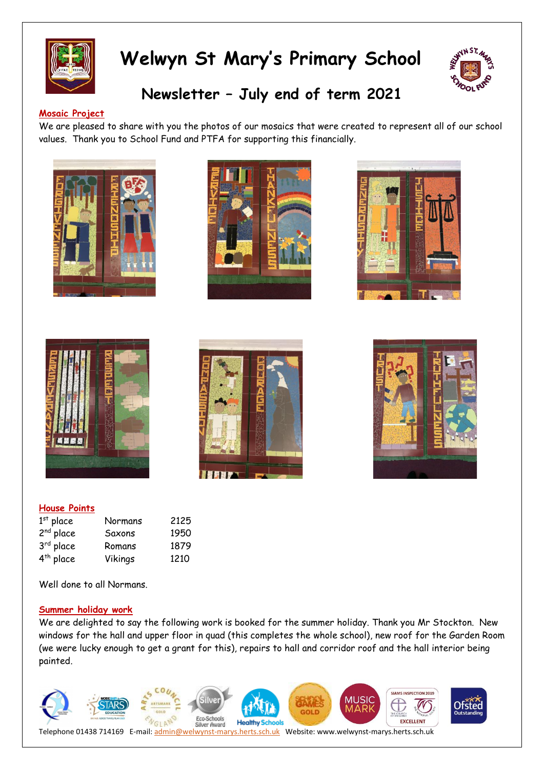# Welwyn St Mary's Primary School

## Newsletter – July end of term 2021

**Mosaic Project**

We are pleased to share with you the photos of our mosaics that were created to represent all of our school values. Thank you to School Fund and PTFA for supporting this financially.

**House Points**

| | | |
|---|---|---|
| 1st place | Normans | 2125 |
| 2nd place | Saxons | 1950 |
| 3rd place | Romans | 1879 |
| 4th place | Vikings | 1210 |

Well done to all Normans.

**Summer holiday work**

We are delighted to say the following work is booked for the summer holiday. Thank you Mr Stockton. New windows for the hall and upper floor in quad (this completes the whole school), new roof for the Garden Room (we were lucky enough to get a grant for this), repairs to hall and corridor roof and the hall interior being painted.

Telephone 01438 714169 E-mail: admin@welwynst-marys.herts.sch.uk Website: www.welwynst-marys.herts.sch.uk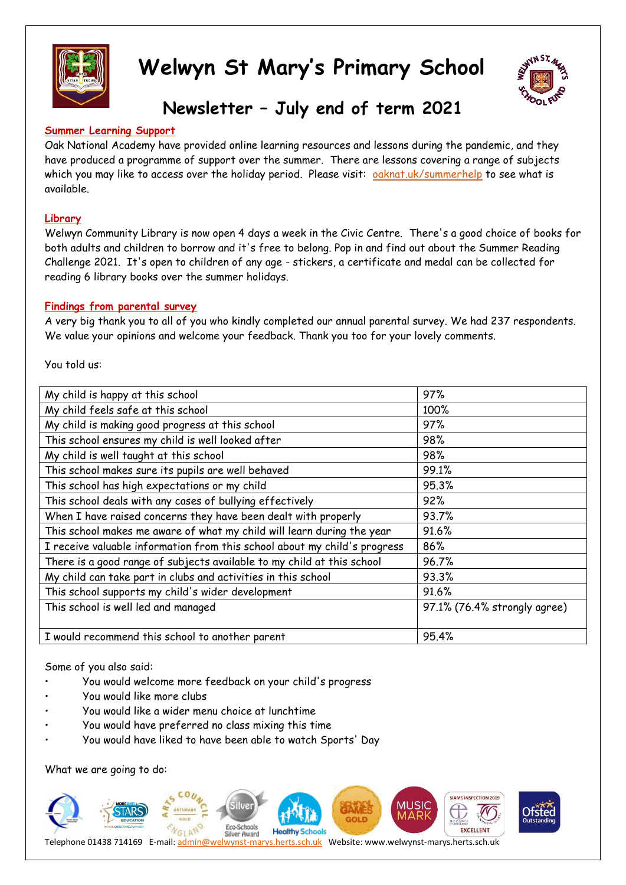# Welwyn St Mary's Primary School

## Newsletter – July end of term 2021

**Summer Learning Support**

Oak National Academy have provided online learning resources and lessons during the pandemic, and they have produced a programme of support over the summer. There are lessons covering a range of subjects which you may like to access over the holiday period. Please visit: oaknat.uk/summerhelp to see what is available.

**Library**

Welwyn Community Library is now open 4 days a week in the Civic Centre. There's a good choice of books for both adults and children to borrow and it's free to belong. Pop in and find out about the Summer Reading Challenge 2021. It's open to children of any age - stickers, a certificate and medal can be collected for reading 6 library books over the summer holidays.

**Findings from parental survey**

A very big thank you to all of you who kindly completed our annual parental survey. We had 237 respondents. We value your opinions and welcome your feedback. Thank you too for your lovely comments.

You told us:

| Statement | % |
|---|---|
| My child is happy at this school | 97% |
| My child feels safe at this school | 100% |
| My child is making good progress at this school | 97% |
| This school ensures my child is well looked after | 98% |
| My child is well taught at this school | 98% |
| This school makes sure its pupils are well behaved | 99.1% |
| This school has high expectations or my child | 95.3% |
| This school deals with any cases of bullying effectively | 92% |
| When I have raised concerns they have been dealt with properly | 93.7% |
| This school makes me aware of what my child will learn during the year | 91.6% |
| I receive valuable information from this school about my child's progress | 86% |
| There is a good range of subjects available to my child at this school | 96.7% |
| My child can take part in clubs and activities in this school | 93.3% |
| This school supports my child's wider development | 91.6% |
| This school is well led and managed | 97.1% (76.4% strongly agree) |
| I would recommend this school to another parent | 95.4% |

Some of you also said:

- You would welcome more feedback on your child's progress
- You would like more clubs
- You would like a wider menu choice at lunchtime
- You would have preferred no class mixing this time
- You would have liked to have been able to watch Sports' Day

What we are going to do:

Telephone 01438 714169 E-mail: admin@welwynst-marys.herts.sch.uk Website: www.welwynst-marys.herts.sch.uk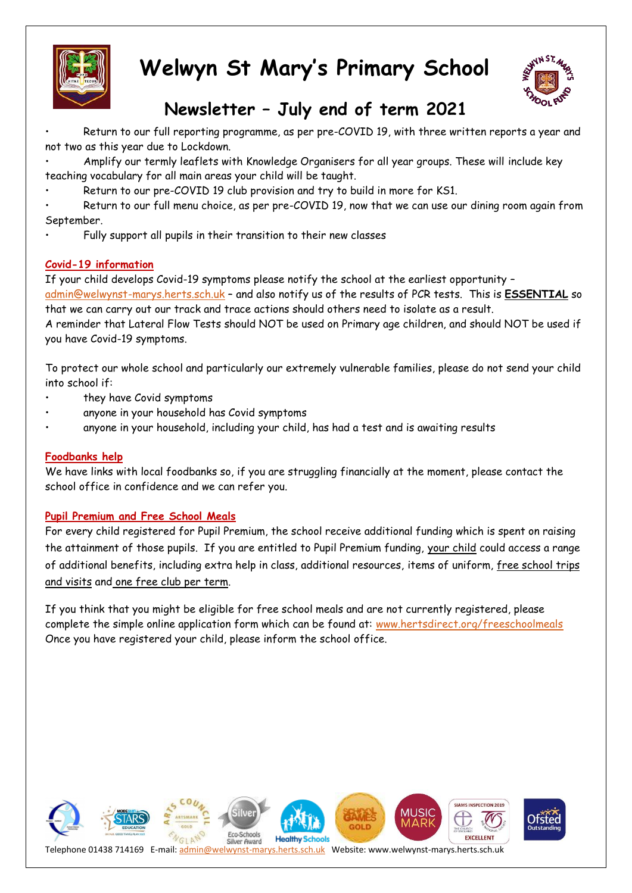# Welwyn St Mary's Primary School

## Newsletter – July end of term 2021

- Return to our full reporting programme, as per pre-COVID 19, with three written reports a year and not two as this year due to Lockdown.
- Amplify our termly leaflets with Knowledge Organisers for all year groups. These will include key teaching vocabulary for all main areas your child will be taught.
- Return to our pre-COVID 19 club provision and try to build in more for KS1.
- Return to our full menu choice, as per pre-COVID 19, now that we can use our dining room again from September.
- Fully support all pupils in their transition to their new classes

### Covid-19 information

If your child develops Covid-19 symptoms please notify the school at the earliest opportunity – admin@welwynst-marys.herts.sch.uk – and also notify us of the results of PCR tests. This is **ESSENTIAL** so that we can carry out our track and trace actions should others need to isolate as a result.
A reminder that Lateral Flow Tests should NOT be used on Primary age children, and should NOT be used if you have Covid-19 symptoms.

To protect our whole school and particularly our extremely vulnerable families, please do not send your child into school if:

- they have Covid symptoms
- anyone in your household has Covid symptoms
- anyone in your household, including your child, has had a test and is awaiting results

### Foodbanks help

We have links with local foodbanks so, if you are struggling financially at the moment, please contact the school office in confidence and we can refer you.

### Pupil Premium and Free School Meals

For every child registered for Pupil Premium, the school receive additional funding which is spent on raising the attainment of those pupils. If you are entitled to Pupil Premium funding, your child could access a range of additional benefits, including extra help in class, additional resources, items of uniform, free school trips and visits and one free club per term.

If you think that you might be eligible for free school meals and are not currently registered, please complete the simple online application form which can be found at: www.hertsdirect.org/freeschoolmeals
Once you have registered your child, please inform the school office.

Telephone 01438 714169 E-mail: admin@welwynst-marys.herts.sch.uk Website: www.welwynst-marys.herts.sch.uk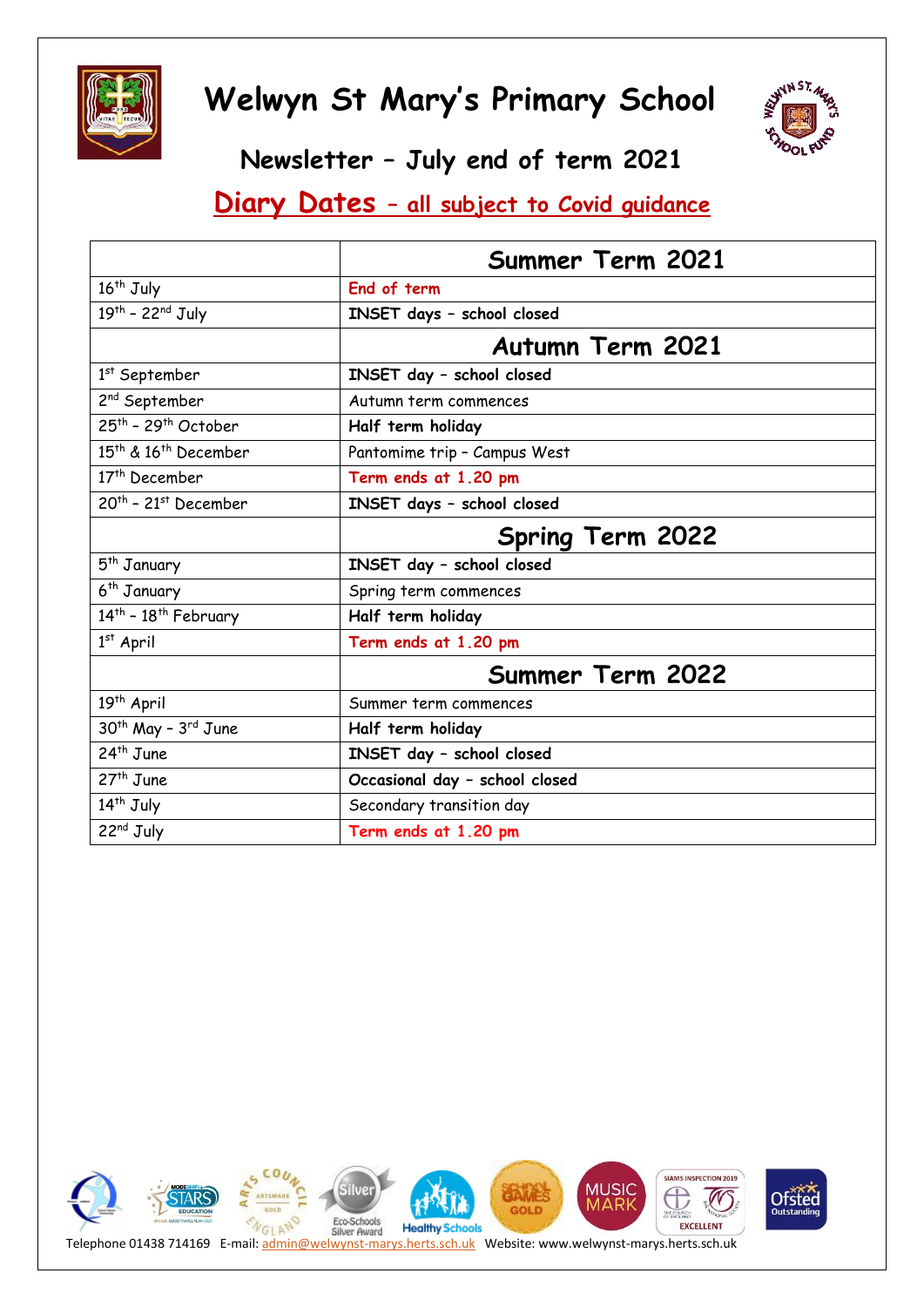# Welwyn St Mary's Primary School

## Newsletter – July end of term 2021

## Diary Dates – all subject to Covid guidance

| | Summer Term 2021 |
|---|---|
| 16th July | **End of term** |
| 19th – 22nd July | **INSET days – school closed** |
| | **Autumn Term 2021** |
| 1st September | **INSET day – school closed** |
| 2nd September | Autumn term commences |
| 25th – 29th October | **Half term holiday** |
| 15th & 16th December | Pantomime trip – Campus West |
| 17th December | **Term ends at 1.20 pm** |
| 20th – 21st December | **INSET days – school closed** |
| | **Spring Term 2022** |
| 5th January | **INSET day – school closed** |
| 6th January | Spring term commences |
| 14th – 18th February | **Half term holiday** |
| 1st April | **Term ends at 1.20 pm** |
| | **Summer Term 2022** |
| 19th April | Summer term commences |
| 30th May – 3rd June | **Half term holiday** |
| 24th June | **INSET day – school closed** |
| 27th June | **Occasional day – school closed** |
| 14th July | Secondary transition day |
| 22nd July | **Term ends at 1.20 pm** |

Telephone 01438 714169 E-mail: admin@welwynst-marys.herts.sch.uk Website: www.welwynst-marys.herts.sch.uk